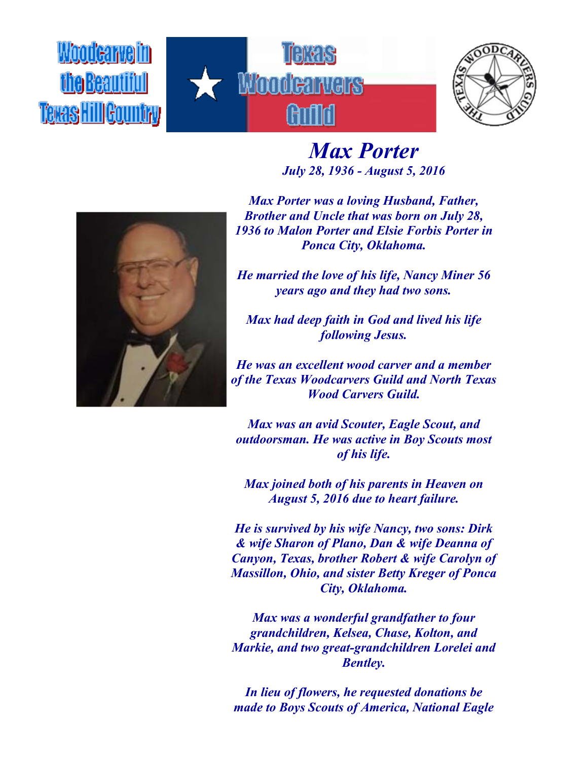Woodcarve in the Beautiful Texas Hill Country

Texas Woodcarvers Guild

# *Max Porter*

***July 28, 1936 - August 5, 2016***

***Max Porter was a loving Husband, Father, Brother and Uncle that was born on July 28, 1936 to Malon Porter and Elsie Forbis Porter in Ponca City, Oklahoma.***

***He married the love of his life, Nancy Miner 56 years ago and they had two sons.***

***Max had deep faith in God and lived his life following Jesus.***

***He was an excellent wood carver and a member of the Texas Woodcarvers Guild and North Texas Wood Carvers Guild.***

***Max was an avid Scouter, Eagle Scout, and outdoorsman. He was active in Boy Scouts most of his life.***

***Max joined both of his parents in Heaven on August 5, 2016 due to heart failure.***

***He is survived by his wife Nancy, two sons: Dirk & wife Sharon of Plano, Dan & wife Deanna of Canyon, Texas, brother Robert & wife Carolyn of Massillon, Ohio, and sister Betty Kreger of Ponca City, Oklahoma.***

***Max was a wonderful grandfather to four grandchildren, Kelsea, Chase, Kolton, and Markie, and two great-grandchildren Lorelei and Bentley.***

***In lieu of flowers, he requested donations be made to Boys Scouts of America, National Eagle***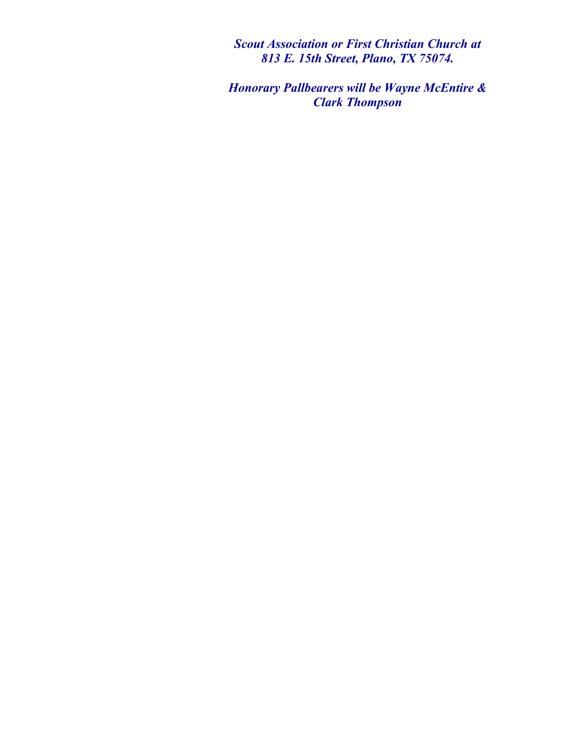*Scout Association or First Christian Church at 813 E. 15th Street, Plano, TX 75074.*

*Honorary Pallbearers will be Wayne McEntire & Clark Thompson*